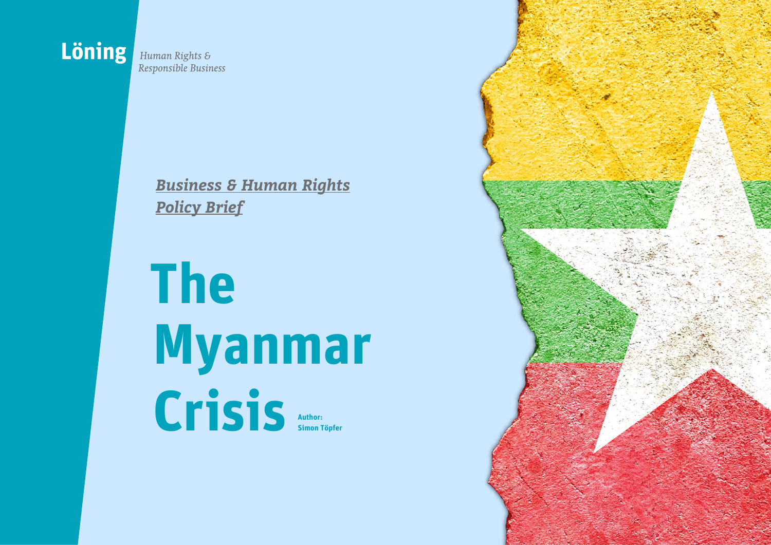**Löning** *Human Rights & Responsible Business*

***Business & Human Rights Policy Brief***

# The Myanmar Crisis

**Author: Simon Töpfer**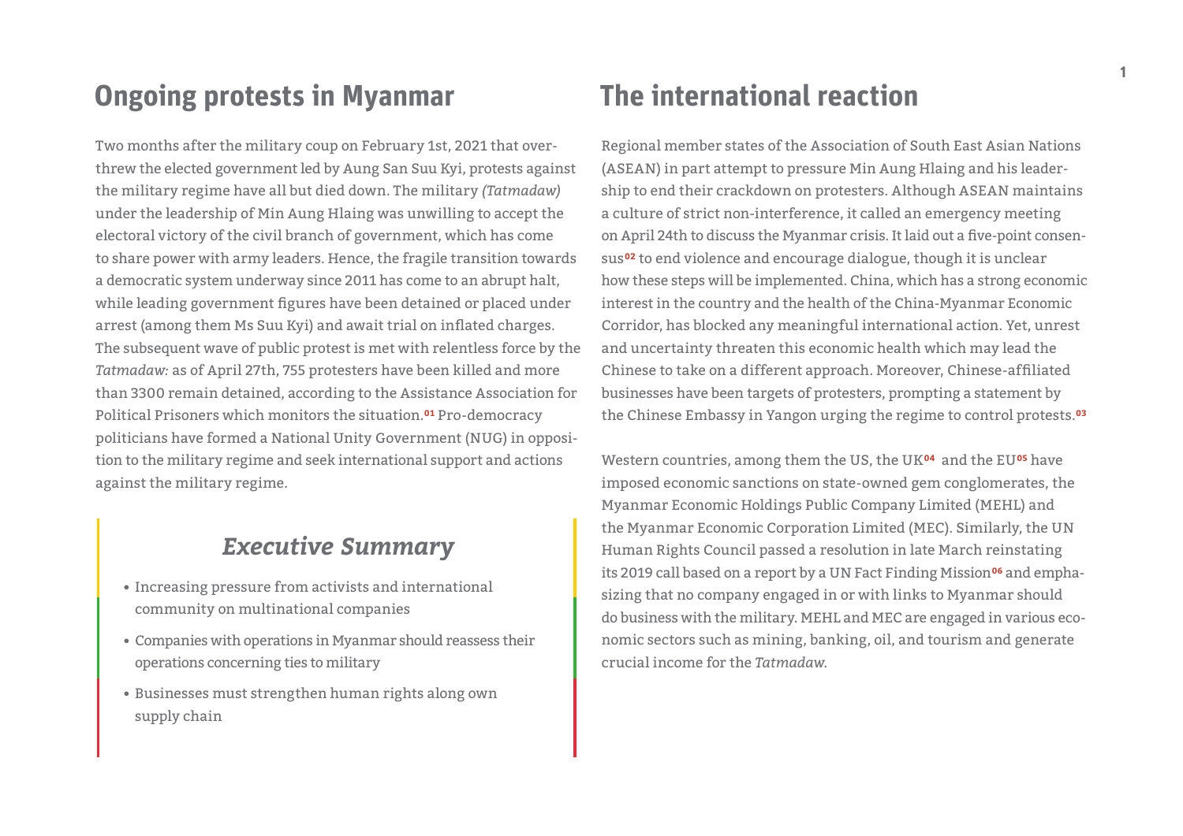## Ongoing protests in Myanmar

Two months after the military coup on February 1st, 2021 that overthrew the elected government led by Aung San Suu Kyi, protests against the military regime have all but died down. The military *(Tatmadaw)* under the leadership of Min Aung Hlaing was unwilling to accept the electoral victory of the civil branch of government, which has come to share power with army leaders. Hence, the fragile transition towards a democratic system underway since 2011 has come to an abrupt halt, while leading government figures have been detained or placed under arrest (among them Ms Suu Kyi) and await trial on inflated charges. The subsequent wave of public protest is met with relentless force by the *Tatmadaw:* as of April 27th, 755 protesters have been killed and more than 3300 remain detained, according to the Assistance Association for Political Prisoners which monitors the situation.[01] Pro-democracy politicians have formed a National Unity Government (NUG) in opposition to the military regime and seek international support and actions against the military regime.

### *Executive Summary*

- Increasing pressure from activists and international community on multinational companies
- Companies with operations in Myanmar should reassess their operations concerning ties to military
- Businesses must strengthen human rights along own supply chain

## The international reaction

Regional member states of the Association of South East Asian Nations (ASEAN) in part attempt to pressure Min Aung Hlaing and his leadership to end their crackdown on protesters. Although ASEAN maintains a culture of strict non-interference, it called an emergency meeting on April 24th to discuss the Myanmar crisis. It laid out a five-point consensus[02] to end violence and encourage dialogue, though it is unclear how these steps will be implemented. China, which has a strong economic interest in the country and the health of the China-Myanmar Economic Corridor, has blocked any meaningful international action. Yet, unrest and uncertainty threaten this economic health which may lead the Chinese to take on a different approach. Moreover, Chinese-affiliated businesses have been targets of protesters, prompting a statement by the Chinese Embassy in Yangon urging the regime to control protests.[03]

Western countries, among them the US, the UK[04] and the EU[05] have imposed economic sanctions on state-owned gem conglomerates, the Myanmar Economic Holdings Public Company Limited (MEHL) and the Myanmar Economic Corporation Limited (MEC). Similarly, the UN Human Rights Council passed a resolution in late March reinstating its 2019 call based on a report by a UN Fact Finding Mission[06] and emphasizing that no company engaged in or with links to Myanmar should do business with the military. MEHL and MEC are engaged in various economic sectors such as mining, banking, oil, and tourism and generate crucial income for the *Tatmadaw*.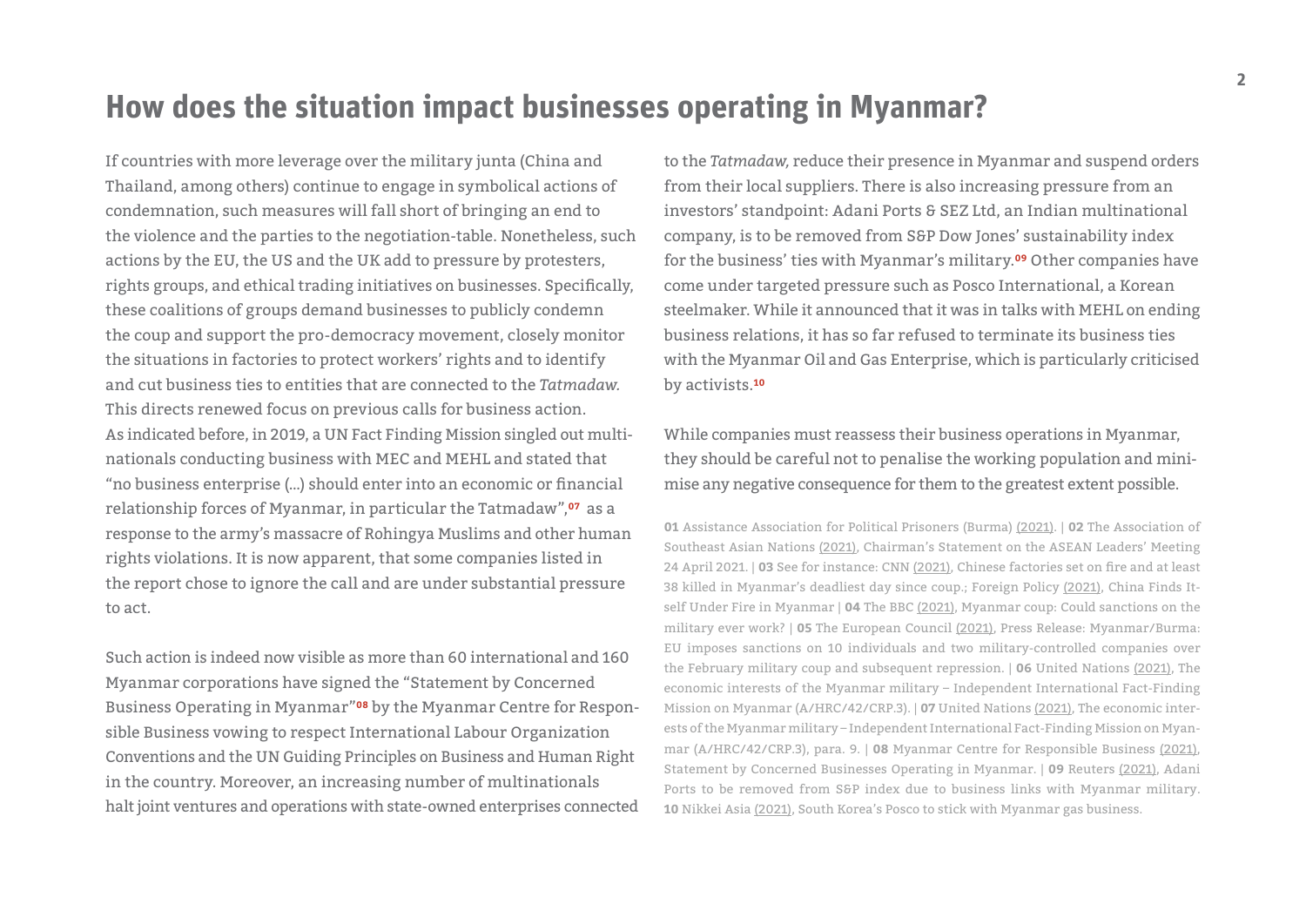## How does the situation impact businesses operating in Myanmar?

If countries with more leverage over the military junta (China and Thailand, among others) continue to engage in symbolical actions of condemnation, such measures will fall short of bringing an end to the violence and the parties to the negotiation-table. Nonetheless, such actions by the EU, the US and the UK add to pressure by protesters, rights groups, and ethical trading initiatives on businesses. Specifically, these coalitions of groups demand businesses to publicly condemn the coup and support the pro-democracy movement, closely monitor the situations in factories to protect workers' rights and to identify and cut business ties to entities that are connected to the *Tatmadaw*. This directs renewed focus on previous calls for business action. As indicated before, in 2019, a UN Fact Finding Mission singled out multinationals conducting business with MEC and MEHL and stated that "no business enterprise (...) should enter into an economic or financial relationship forces of Myanmar, in particular the Tatmadaw",[07] as a response to the army's massacre of Rohingya Muslims and other human rights violations. It is now apparent, that some companies listed in the report chose to ignore the call and are under substantial pressure to act.

Such action is indeed now visible as more than 60 international and 160 Myanmar corporations have signed the "Statement by Concerned Business Operating in Myanmar"[08] by the Myanmar Centre for Responsible Business vowing to respect International Labour Organization Conventions and the UN Guiding Principles on Business and Human Right in the country. Moreover, an increasing number of multinationals halt joint ventures and operations with state-owned enterprises connected to the *Tatmadaw,* reduce their presence in Myanmar and suspend orders from their local suppliers. There is also increasing pressure from an investors' standpoint: Adani Ports & SEZ Ltd, an Indian multinational company, is to be removed from S&P Dow Jones' sustainability index for the business' ties with Myanmar's military.[09] Other companies have come under targeted pressure such as Posco International, a Korean steelmaker. While it announced that it was in talks with MEHL on ending business relations, it has so far refused to terminate its business ties with the Myanmar Oil and Gas Enterprise, which is particularly criticised by activists.[10]

While companies must reassess their business operations in Myanmar, they should be careful not to penalise the working population and minimise any negative consequence for them to the greatest extent possible.

**01** Assistance Association for Political Prisoners (Burma) (2021). | **02** The Association of Southeast Asian Nations (2021), Chairman's Statement on the ASEAN Leaders' Meeting 24 April 2021. | **03** See for instance: CNN (2021), Chinese factories set on fire and at least 38 killed in Myanmar's deadliest day since coup.; Foreign Policy (2021), China Finds Itself Under Fire in Myanmar | **04** The BBC (2021), Myanmar coup: Could sanctions on the military ever work? | **05** The European Council (2021), Press Release: Myanmar/Burma: EU imposes sanctions on 10 individuals and two military-controlled companies over the February military coup and subsequent repression. | **06** United Nations (2021), The economic interests of the Myanmar military – Independent International Fact-Finding Mission on Myanmar (A/HRC/42/CRP.3). | **07** United Nations (2021), The economic interests of the Myanmar military – Independent International Fact-Finding Mission on Myanmar (A/HRC/42/CRP.3), para. 9. | **08** Myanmar Centre for Responsible Business (2021), Statement by Concerned Businesses Operating in Myanmar. | **09** Reuters (2021), Adani Ports to be removed from S&P index due to business links with Myanmar military. **10** Nikkei Asia (2021), South Korea's Posco to stick with Myanmar gas business.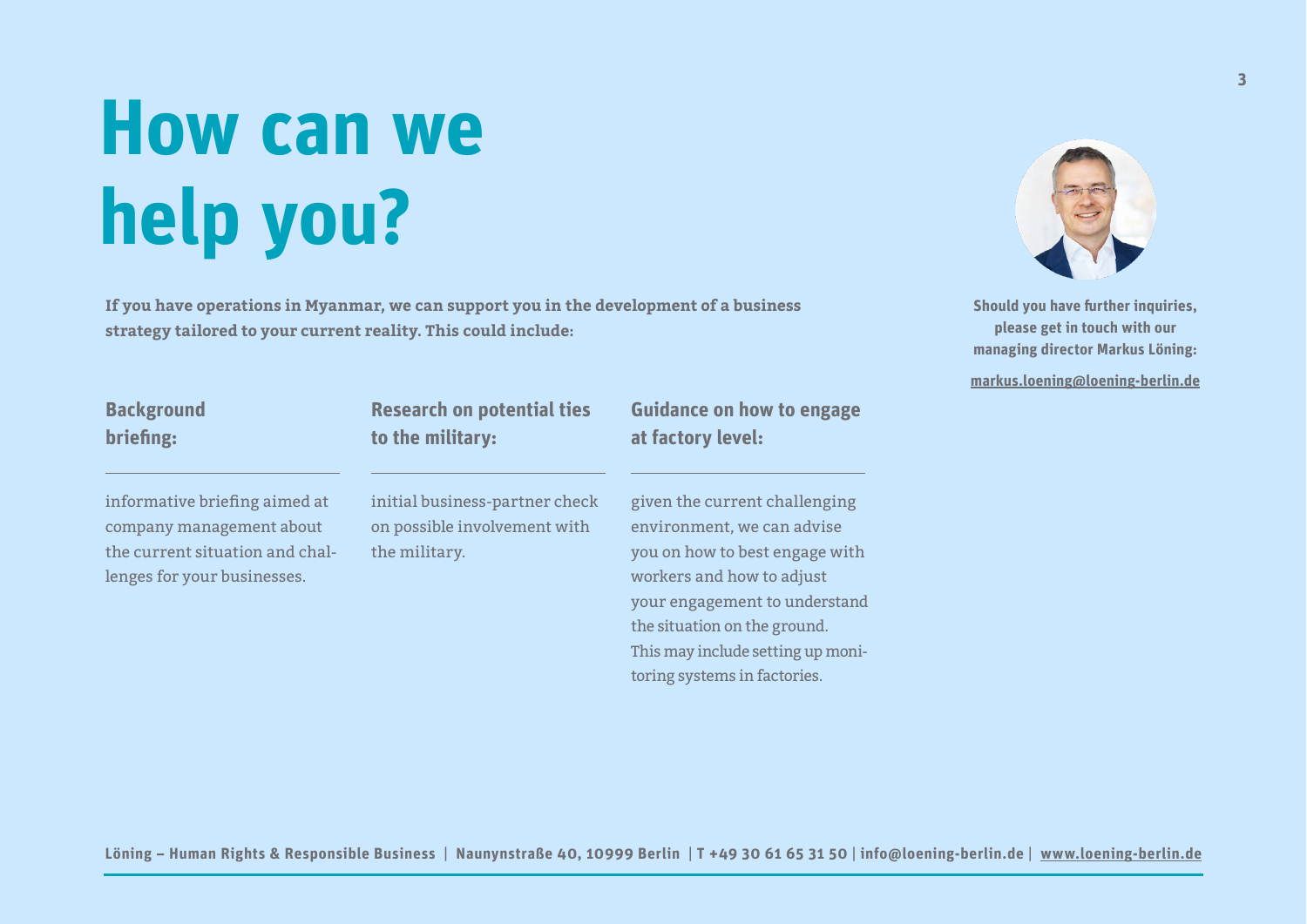# How can we help you?

**If you have operations in Myanmar, we can support you in the development of a business strategy tailored to your current reality. This could include:**

### Background briefing:

informative briefing aimed at company management about the current situation and challenges for your businesses.

### Research on potential ties to the military:

initial business-partner check on possible involvement with the military.

### Guidance on how to engage at factory level:

given the current challenging environment, we can advise you on how to best engage with workers and how to adjust your engagement to understand the situation on the ground. This may include setting up monitoring systems in factories.

**Should you have further inquiries, please get in touch with our managing director Markus Löning:**

markus.loening@loening-berlin.de

**Löning – Human Rights & Responsible Business | Naunynstraße 40, 10999 Berlin | T +49 30 61 65 31 50 | info@loening-berlin.de | www.loening-berlin.de**